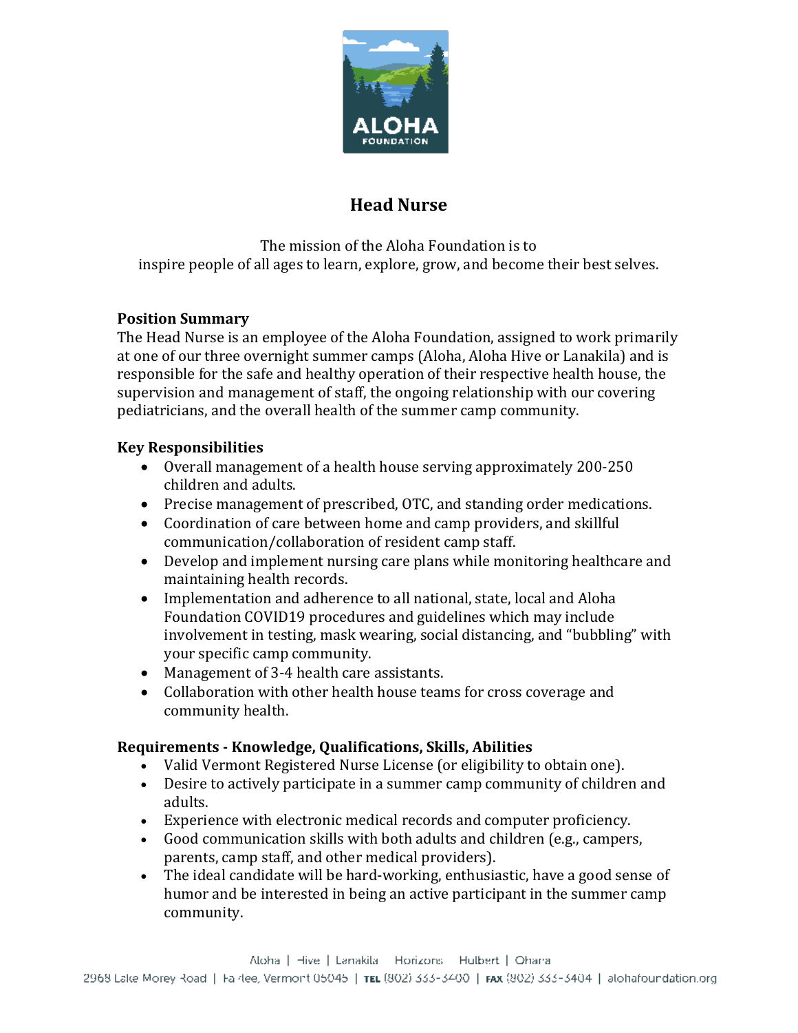# Head Nurse

The mission of the Aloha Foundation is to
inspire people of all ages to learn, explore, grow, and become their best selves.

## Position Summary

The Head Nurse is an employee of the Aloha Foundation, assigned to work primarily at one of our three overnight summer camps (Aloha, Aloha Hive or Lanakila) and is responsible for the safe and healthy operation of their respective health house, the supervision and management of staff, the ongoing relationship with our covering pediatricians, and the overall health of the summer camp community.

## Key Responsibilities

- Overall management of a health house serving approximately 200-250 children and adults.
- Precise management of prescribed, OTC, and standing order medications.
- Coordination of care between home and camp providers, and skillful communication/collaboration of resident camp staff.
- Develop and implement nursing care plans while monitoring healthcare and maintaining health records.
- Implementation and adherence to all national, state, local and Aloha Foundation COVID19 procedures and guidelines which may include involvement in testing, mask wearing, social distancing, and "bubbling" with your specific camp community.
- Management of 3-4 health care assistants.
- Collaboration with other health house teams for cross coverage and community health.

## Requirements - Knowledge, Qualifications, Skills, Abilities

- Valid Vermont Registered Nurse License (or eligibility to obtain one).
- Desire to actively participate in a summer camp community of children and adults.
- Experience with electronic medical records and computer proficiency.
- Good communication skills with both adults and children (e.g., campers, parents, camp staff, and other medical providers).
- The ideal candidate will be hard-working, enthusiastic, have a good sense of humor and be interested in being an active participant in the summer camp community.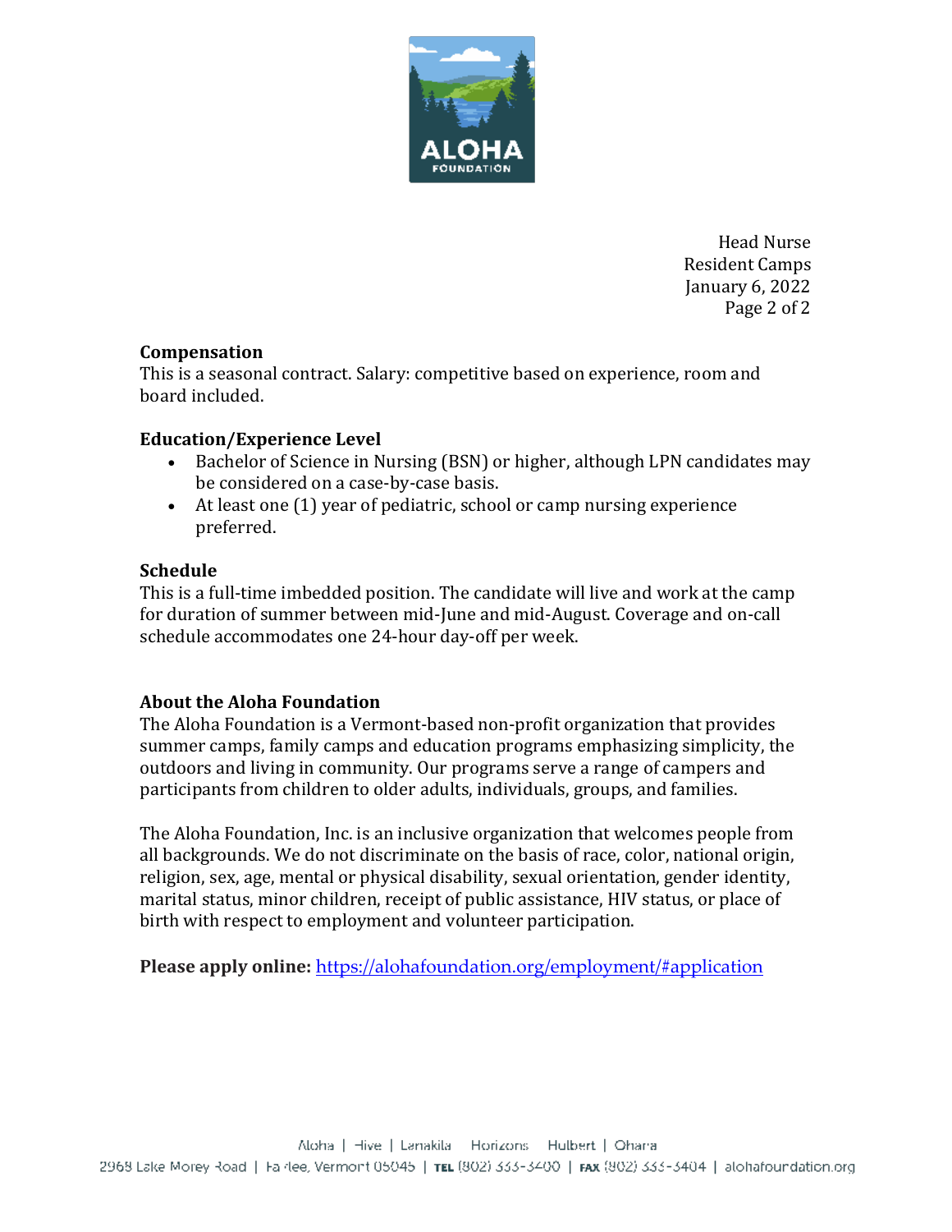### Compensation

This is a seasonal contract. Salary: competitive based on experience, room and board included.

### Education/Experience Level

- Bachelor of Science in Nursing (BSN) or higher, although LPN candidates may be considered on a case-by-case basis.
- At least one (1) year of pediatric, school or camp nursing experience preferred.

### Schedule

This is a full-time imbedded position. The candidate will live and work at the camp for duration of summer between mid-June and mid-August. Coverage and on-call schedule accommodates one 24-hour day-off per week.

### About the Aloha Foundation

The Aloha Foundation is a Vermont-based non-profit organization that provides summer camps, family camps and education programs emphasizing simplicity, the outdoors and living in community. Our programs serve a range of campers and participants from children to older adults, individuals, groups, and families.

The Aloha Foundation, Inc. is an inclusive organization that welcomes people from all backgrounds. We do not discriminate on the basis of race, color, national origin, religion, sex, age, mental or physical disability, sexual orientation, gender identity, marital status, minor children, receipt of public assistance, HIV status, or place of birth with respect to employment and volunteer participation.

**Please apply online:** https://alohafoundation.org/employment/#application